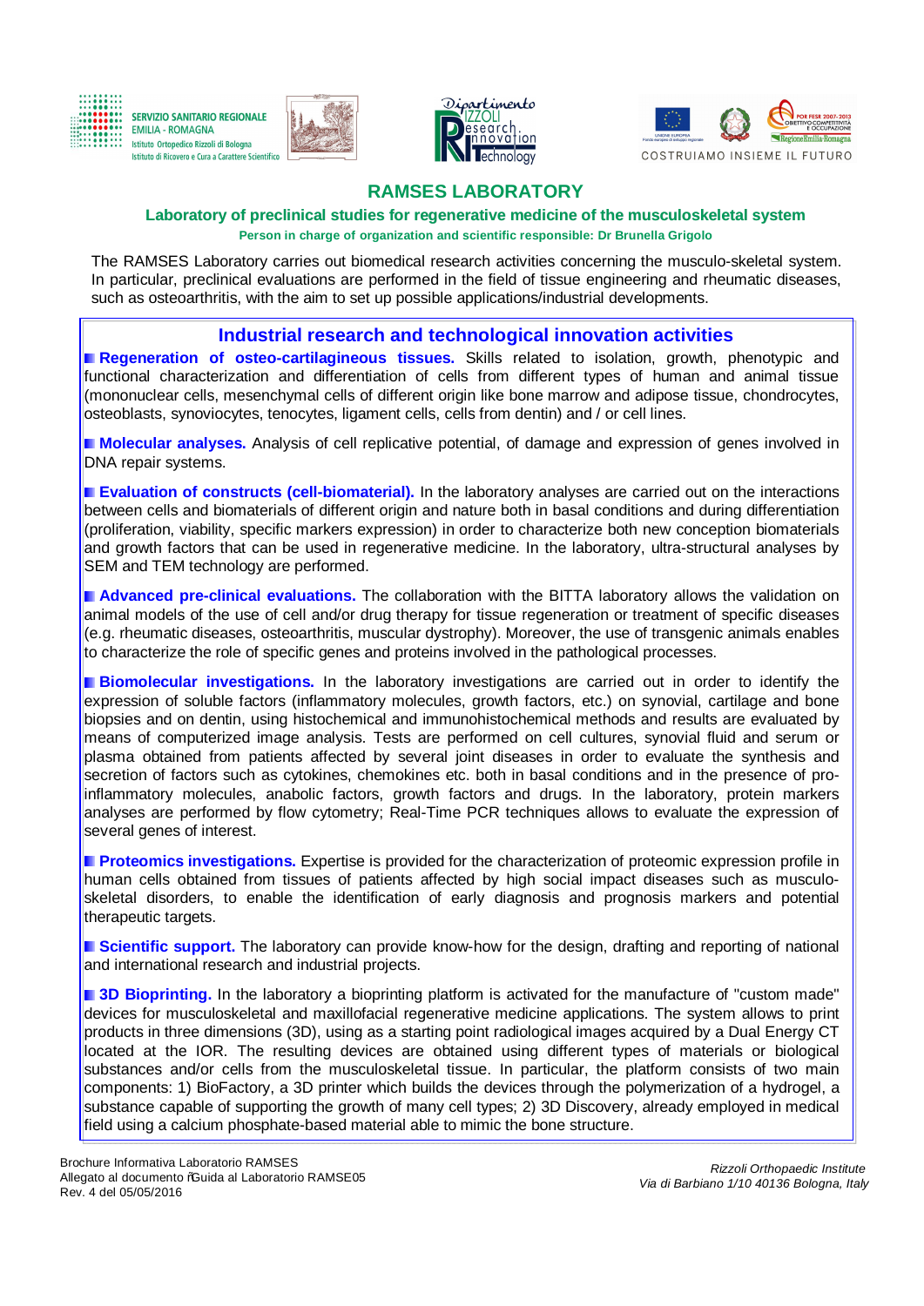# RAMSES LABORATORY

### Laboratory of preclinical studies for regenerative medicine of the musculoskeletal system

**Person in charge of organization and scientific responsible: Dr Brunella Grigolo**

The RAMSES Laboratory carries out biomedical research activities concerning the musculo-skeletal system. In particular, preclinical evaluations are performed in the field of tissue engineering and rheumatic diseases, such as osteoarthritis, with the aim to set up possible applications/industrial developments.

## Industrial research and technological innovation activities

**Regeneration of osteo-cartilagineous tissues.** Skills related to isolation, growth, phenotypic and functional characterization and differentiation of cells from different types of human and animal tissue (mononuclear cells, mesenchymal cells of different origin like bone marrow and adipose tissue, chondrocytes, osteoblasts, synoviocytes, tenocytes, ligament cells, cells from dentin) and / or cell lines.

**Molecular analyses.** Analysis of cell replicative potential, of damage and expression of genes involved in DNA repair systems.

**Evaluation of constructs (cell-biomaterial).** In the laboratory analyses are carried out on the interactions between cells and biomaterials of different origin and nature both in basal conditions and during differentiation (proliferation, viability, specific markers expression) in order to characterize both new conception biomaterials and growth factors that can be used in regenerative medicine. In the laboratory, ultra-structural analyses by SEM and TEM technology are performed.

**Advanced pre-clinical evaluations.** The collaboration with the BITTA laboratory allows the validation on animal models of the use of cell and/or drug therapy for tissue regeneration or treatment of specific diseases (e.g. rheumatic diseases, osteoarthritis, muscular dystrophy). Moreover, the use of transgenic animals enables to characterize the role of specific genes and proteins involved in the pathological processes.

**Biomolecular investigations.** In the laboratory investigations are carried out in order to identify the expression of soluble factors (inflammatory molecules, growth factors, etc.) on synovial, cartilage and bone biopsies and on dentin, using histochemical and immunohistochemical methods and results are evaluated by means of computerized image analysis. Tests are performed on cell cultures, synovial fluid and serum or plasma obtained from patients affected by several joint diseases in order to evaluate the synthesis and secretion of factors such as cytokines, chemokines etc. both in basal conditions and in the presence of pro-inflammatory molecules, anabolic factors, growth factors and drugs. In the laboratory, protein markers analyses are performed by flow cytometry; Real-Time PCR techniques allows to evaluate the expression of several genes of interest.

**Proteomics investigations.** Expertise is provided for the characterization of proteomic expression profile in human cells obtained from tissues of patients affected by high social impact diseases such as musculo-skeletal disorders, to enable the identification of early diagnosis and prognosis markers and potential therapeutic targets.

**Scientific support.** The laboratory can provide know-how for the design, drafting and reporting of national and international research and industrial projects.

**3D Bioprinting.** In the laboratory a bioprinting platform is activated for the manufacture of "custom made" devices for musculoskeletal and maxillofacial regenerative medicine applications. The system allows to print products in three dimensions (3D), using as a starting point radiological images acquired by a Dual Energy CT located at the IOR. The resulting devices are obtained using different types of materials or biological substances and/or cells from the musculoskeletal tissue. In particular, the platform consists of two main components: 1) BioFactory, a 3D printer which builds the devices through the polymerization of a hydrogel, a substance capable of supporting the growth of many cell types; 2) 3D Discovery, already employed in medical field using a calcium phosphate-based material able to mimic the bone structure.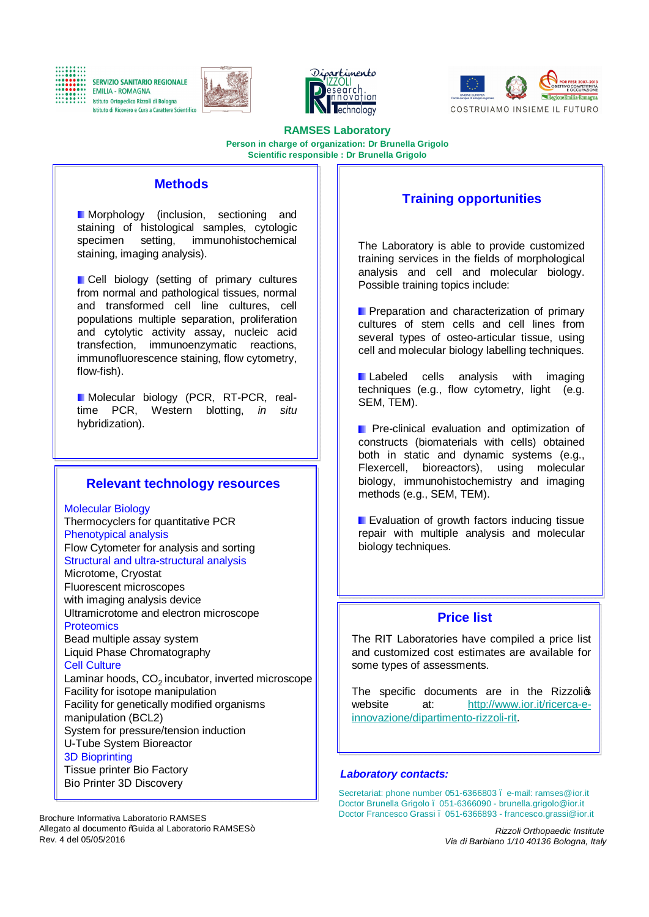SERVIZIO SANITARIO REGIONALE EMILIA - ROMAGNA
Istituto Ortopedico Rizzoli di Bologna
Istituto di Ricovero e Cura a Carattere Scientifico

Dipartimento Rizzoli Research Innovation Technology

COSTRUIAMO INSIEME IL FUTURO

# RAMSES Laboratory

**Person in charge of organization: Dr Brunella Grigolo**
**Scientific responsible : Dr Brunella Grigolo**

## Methods

- Morphology (inclusion, sectioning and staining of histological samples, cytologic specimen setting, immunohistochemical staining, imaging analysis).

- Cell biology (setting of primary cultures from normal and pathological tissues, normal and transformed cell line cultures, cell populations multiple separation, proliferation and cytolytic activity assay, nucleic acid transfection, immunoenzymatic reactions, immunofluorescence staining, flow cytometry, flow-fish).

- Molecular biology (PCR, RT-PCR, real-time PCR, Western blotting, *in situ* hybridization).

## Relevant technology resources

Molecular Biology
Thermocyclers for quantitative PCR
Phenotypical analysis
Flow Cytometer for analysis and sorting
Structural and ultra-structural analysis
Microtome, Cryostat
Fluorescent microscopes
with imaging analysis device
Ultramicrotome and electron microscope
Proteomics
Bead multiple assay system
Liquid Phase Chromatography
Cell Culture
Laminar hoods, $CO_2$ incubator, inverted microscope
Facility for isotope manipulation
Facility for genetically modified organisms manipulation (BCL2)
System for pressure/tension induction
U-Tube System Bioreactor
3D Bioprinting
Tissue printer Bio Factory
Bio Printer 3D Discovery

## Training opportunities

The Laboratory is able to provide customized training services in the fields of morphological analysis and cell and molecular biology. Possible training topics include:

- Preparation and characterization of primary cultures of stem cells and cell lines from several types of osteo-articular tissue, using cell and molecular biology labelling techniques.

- Labeled cells analysis with imaging techniques (e.g., flow cytometry, light (e.g. SEM, TEM).

- Pre-clinical evaluation and optimization of constructs (biomaterials with cells) obtained both in static and dynamic systems (e.g., Flexercell, bioreactors), using molecular biology, immunohistochemistry and imaging methods (e.g., SEM, TEM).

- Evaluation of growth factors inducing tissue repair with multiple analysis and molecular biology techniques.

## Price list

The RIT Laboratories have compiled a price list and customized cost estimates are available for some types of assessments.

The specific documents are in the Rizzoli's website at: http://www.ior.it/ricerca-e-innovazione/dipartimento-rizzoli-rit.

***Laboratory contacts:***

Secretariat: phone number 051-6366803 – e-mail: ramses@ior.it
Doctor Brunella Grigolo – 051-6366090 - brunella.grigolo@ior.it
Doctor Francesco Grassi – 051-6366893 - francesco.grassi@ior.it

*Rizzoli Orthopaedic Institute*
*Via di Barbiano 1/10 40136 Bologna, Italy*

Brochure Informativa Laboratorio RAMSES
Allegato al documento "Guida al Laboratorio RAMSES"
Rev. 4 del 05/05/2016